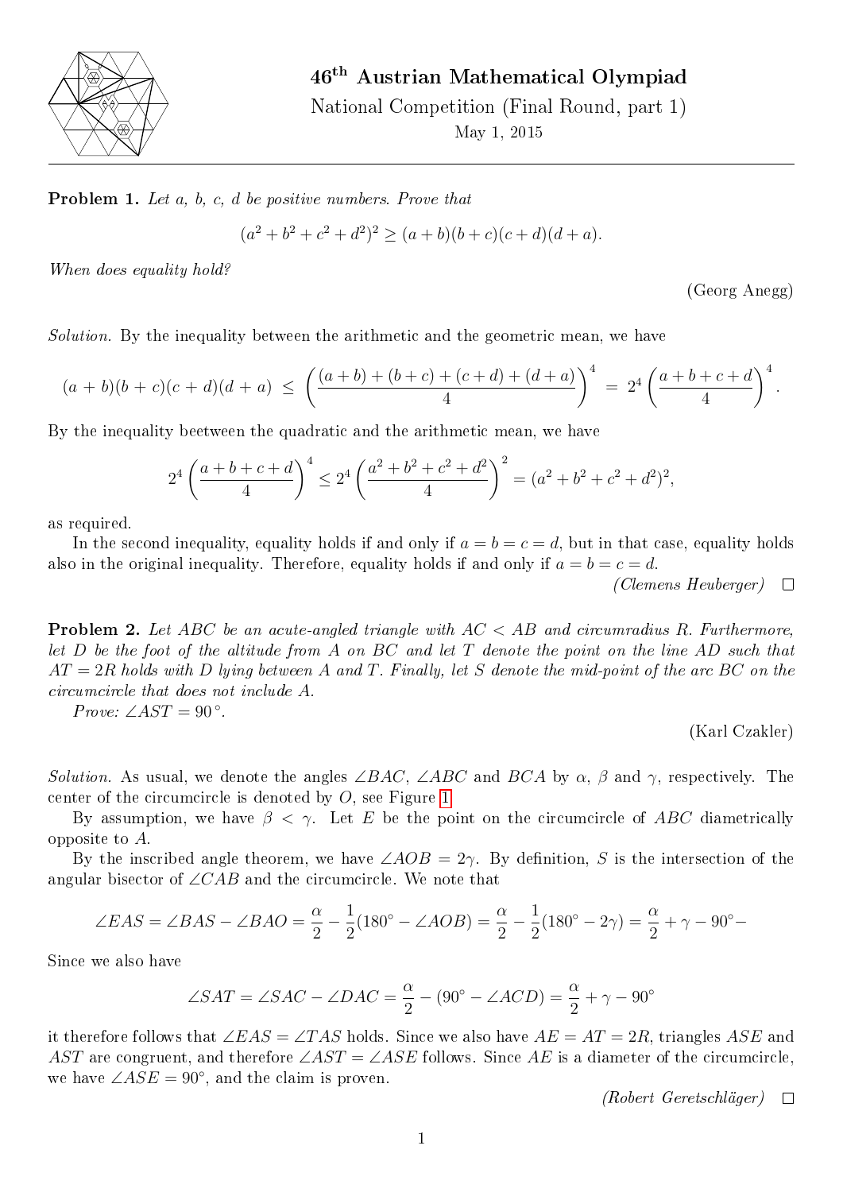# 46th Austrian Mathematical Olympiad

National Competition (Final Round, part 1)

May 1, 2015

**Problem 1.** *Let a, b, c, d be positive numbers. Prove that*

$$(a^2 + b^2 + c^2 + d^2)^2 \geq (a + b)(b + c)(c + d)(d + a).$$

*When does equality hold?*

(Georg Anegg)

*Solution.* By the inequality between the arithmetic and the geometric mean, we have

$$(a + b)(b + c)(c + d)(d + a) \;\leq\; \left(\frac{(a + b) + (b + c) + (c + d) + (d + a)}{4}\right)^4 \;=\; 2^4 \left(\frac{a + b + c + d}{4}\right)^4.$$

By the inequality beetween the quadratic and the arithmetic mean, we have

$$2^4 \left(\frac{a + b + c + d}{4}\right)^4 \leq 2^4 \left(\frac{a^2 + b^2 + c^2 + d^2}{4}\right)^2 = (a^2 + b^2 + c^2 + d^2)^2,$$

as required.

In the second inequality, equality holds if and only if $a = b = c = d$, but in that case, equality holds also in the original inequality. Therefore, equality holds if and only if $a = b = c = d$.

*(Clemens Heuberger)* □

**Problem 2.** *Let ABC be an acute-angled triangle with $AC < AB$ and circumradius $R$. Furthermore, let $D$ be the foot of the altitude from $A$ on $BC$ and let $T$ denote the point on the line $AD$ such that $AT = 2R$ holds with $D$ lying between $A$ and $T$. Finally, let $S$ denote the mid-point of the arc $BC$ on the circumcircle that does not include $A$.*

*Prove: $\angle AST = 90°$.*

(Karl Czakler)

*Solution.* As usual, we denote the angles $\angle BAC$, $\angle ABC$ and $BCA$ by $\alpha$, $\beta$ and $\gamma$, respectively. The center of the circumcircle is denoted by $O$, see Figure 1.

By assumption, we have $\beta < \gamma$. Let $E$ be the point on the circumcircle of $ABC$ diametrically opposite to $A$.

By the inscribed angle theorem, we have $\angle AOB = 2\gamma$. By definition, $S$ is the intersection of the angular bisector of $\angle CAB$ and the circumcircle. We note that

$$\angle EAS = \angle BAS - \angle BAO = \frac{\alpha}{2} - \frac{1}{2}(180^\circ - \angle AOB) = \frac{\alpha}{2} - \frac{1}{2}(180^\circ - 2\gamma) = \frac{\alpha}{2} + \gamma - 90^\circ -$$

Since we also have

$$\angle SAT = \angle SAC - \angle DAC = \frac{\alpha}{2} - (90^\circ - \angle ACD) = \frac{\alpha}{2} + \gamma - 90^\circ$$

it therefore follows that $\angle EAS = \angle TAS$ holds. Since we also have $AE = AT = 2R$, triangles $ASE$ and $AST$ are congruent, and therefore $\angle AST = \angle ASE$ follows. Since $AE$ is a diameter of the circumcircle, we have $\angle ASE = 90^\circ$, and the claim is proven.

*(Robert Geretschläger)* □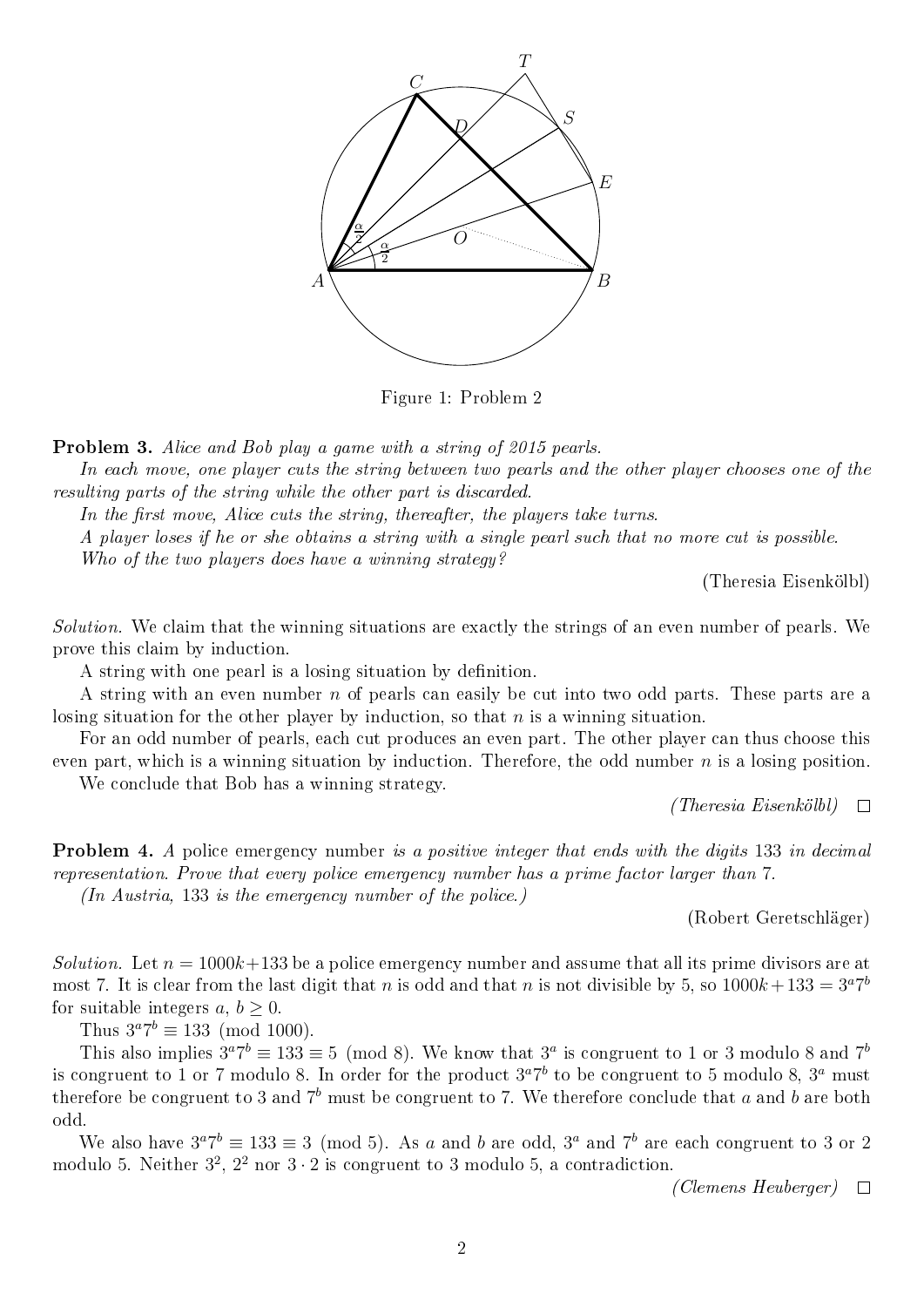Figure 1: Problem 2

**Problem 3.** *Alice and Bob play a game with a string of 2015 pearls.*

*In each move, one player cuts the string between two pearls and the other player chooses one of the resulting parts of the string while the other part is discarded.*

*In the first move, Alice cuts the string, thereafter, the players take turns.*

*A player loses if he or she obtains a string with a single pearl such that no more cut is possible.*

*Who of the two players does have a winning strategy?*

(Theresia Eisenkölbl)

*Solution.* We claim that the winning situations are exactly the strings of an even number of pearls. We prove this claim by induction.

A string with one pearl is a losing situation by definition.

A string with an even number $n$ of pearls can easily be cut into two odd parts. These parts are a losing situation for the other player by induction, so that $n$ is a winning situation.

For an odd number of pearls, each cut produces an even part. The other player can thus choose this even part, which is a winning situation by induction. Therefore, the odd number $n$ is a losing position.

We conclude that Bob has a winning strategy.

*(Theresia Eisenkölbl)* □

**Problem 4.** *A* police emergency number *is a positive integer that ends with the digits* 133 *in decimal representation. Prove that every police emergency number has a prime factor larger than* 7.

*(In Austria,* 133 *is the emergency number of the police.)*

(Robert Geretschläger)

*Solution.* Let $n = 1000k+133$ be a police emergency number and assume that all its prime divisors are at most 7. It is clear from the last digit that $n$ is odd and that $n$ is not divisible by 5, so $1000k+133 = 3^a 7^b$ for suitable integers $a$, $b \geq 0$.

Thus $3^a 7^b \equiv 133 \pmod{1000}$.

This also implies $3^a 7^b \equiv 133 \equiv 5 \pmod 8$. We know that $3^a$ is congruent to 1 or 3 modulo 8 and $7^b$ is congruent to 1 or 7 modulo 8. In order for the product $3^a 7^b$ to be congruent to 5 modulo 8, $3^a$ must therefore be congruent to 3 and $7^b$ must be congruent to 7. We therefore conclude that $a$ and $b$ are both odd.

We also have $3^a 7^b \equiv 133 \equiv 3 \pmod 5$. As $a$ and $b$ are odd, $3^a$ and $7^b$ are each congruent to 3 or 2 modulo 5. Neither $3^2$, $2^2$ nor $3 \cdot 2$ is congruent to 3 modulo 5, a contradiction.

*(Clemens Heuberger)* □